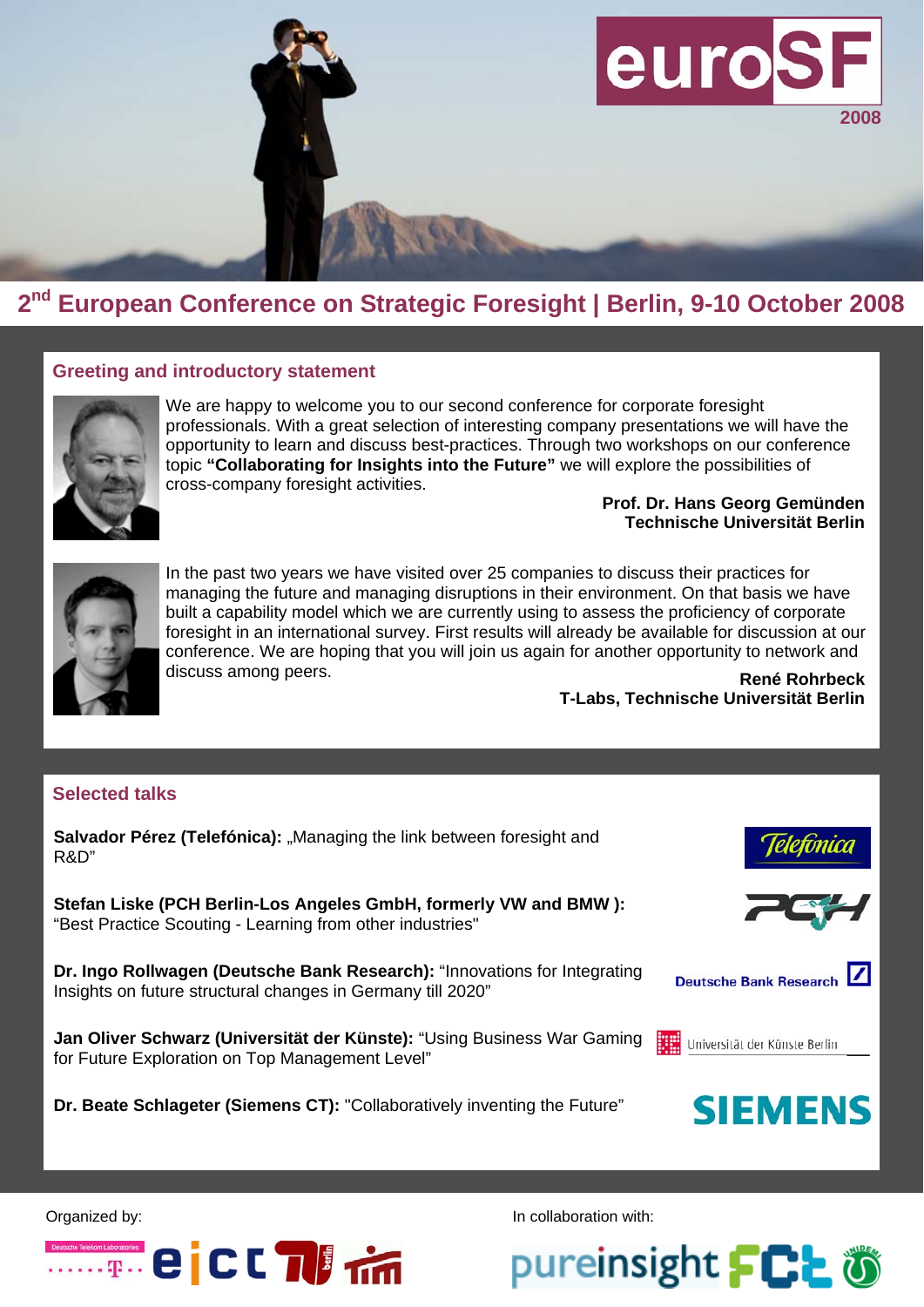euroSF 2008

# 2nd European Conference on Strategic Foresight | Berlin, 9-10 October 2008

## Greeting and introductory statement

We are happy to welcome you to our second conference for corporate foresight professionals. With a great selection of interesting company presentations we will have the opportunity to learn and discuss best-practices. Through two workshops on our conference topic **"Collaborating for Insights into the Future"** we will explore the possibilities of cross-company foresight activities.

**Prof. Dr. Hans Georg Gemünden**
**Technische Universität Berlin**

In the past two years we have visited over 25 companies to discuss their practices for managing the future and managing disruptions in their environment. On that basis we have built a capability model which we are currently using to assess the proficiency of corporate foresight in an international survey. First results will already be available for discussion at our conference. We are hoping that you will join us again for another opportunity to network and discuss among peers.

**René Rohrbeck**
**T-Labs, Technische Universität Berlin**

## Selected talks

**Salvador Pérez (Telefónica):** „Managing the link between foresight and R&D"

**Stefan Liske (PCH Berlin-Los Angeles GmbH, formerly VW and BMW ):** "Best Practice Scouting - Learning from other industries"

**Dr. Ingo Rollwagen (Deutsche Bank Research):** "Innovations for Integrating Insights on future structural changes in Germany till 2020"

**Jan Oliver Schwarz (Universität der Künste):** "Using Business War Gaming for Future Exploration on Top Management Level"

**Dr. Beate Schlageter (Siemens CT):** "Collaboratively inventing the Future"

Organized by:

In collaboration with: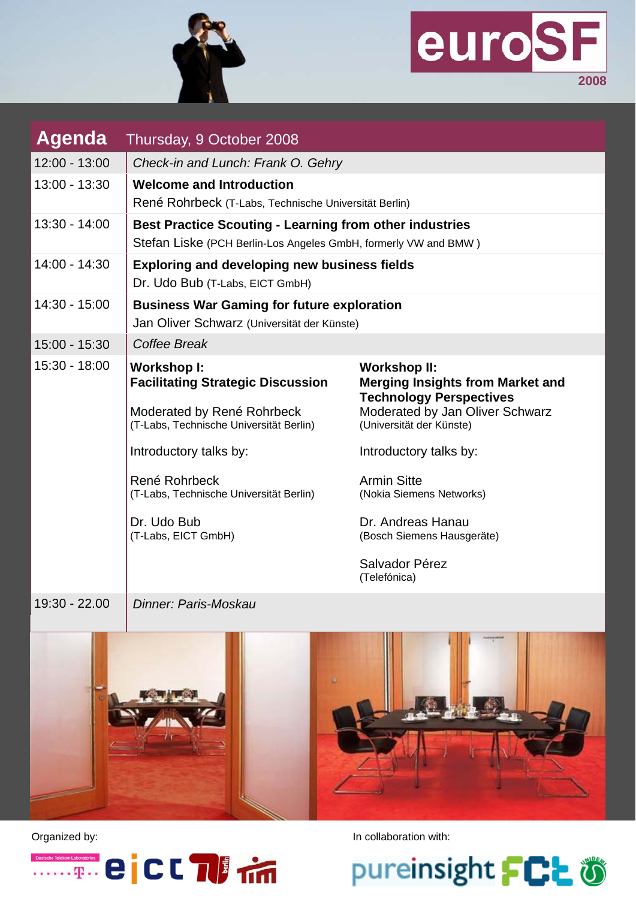euroSF 2008

## Agenda Thursday, 9 October 2008

| Time | Session |
|---|---|
| 12:00 - 13:00 | *Check-in and Lunch: Frank O. Gehry* |
| 13:00 - 13:30 | **Welcome and Introduction**<br>René Rohrbeck (T-Labs, Technische Universität Berlin) |
| 13:30 - 14:00 | **Best Practice Scouting - Learning from other industries**<br>Stefan Liske (PCH Berlin-Los Angeles GmbH, formerly VW and BMW ) |
| 14:00 - 14:30 | **Exploring and developing new business fields**<br>Dr. Udo Bub (T-Labs, EICT GmbH) |
| 14:30 - 15:00 | **Business War Gaming for future exploration**<br>Jan Oliver Schwarz (Universität der Künste) |
| 15:00 - 15:30 | *Coffee Break* |
| 15:30 - 18:00 | **Workshop I: Facilitating Strategic Discussion**<br>Moderated by René Rohrbeck (T-Labs, Technische Universität Berlin)<br>Introductory talks by:<br>René Rohrbeck (T-Labs, Technische Universität Berlin)<br>Dr. Udo Bub (T-Labs, EICT GmbH)<br><br>**Workshop II: Merging Insights from Market and Technology Perspectives**<br>Moderated by Jan Oliver Schwarz (Universität der Künste)<br>Introductory talks by:<br>Armin Sitte (Nokia Siemens Networks)<br>Dr. Andreas Hanau (Bosch Siemens Hausgeräte)<br>Salvador Pérez (Telefónica) |
| 19:30 - 22.00 | *Dinner: Paris-Moskau* |

Organized by:

In collaboration with: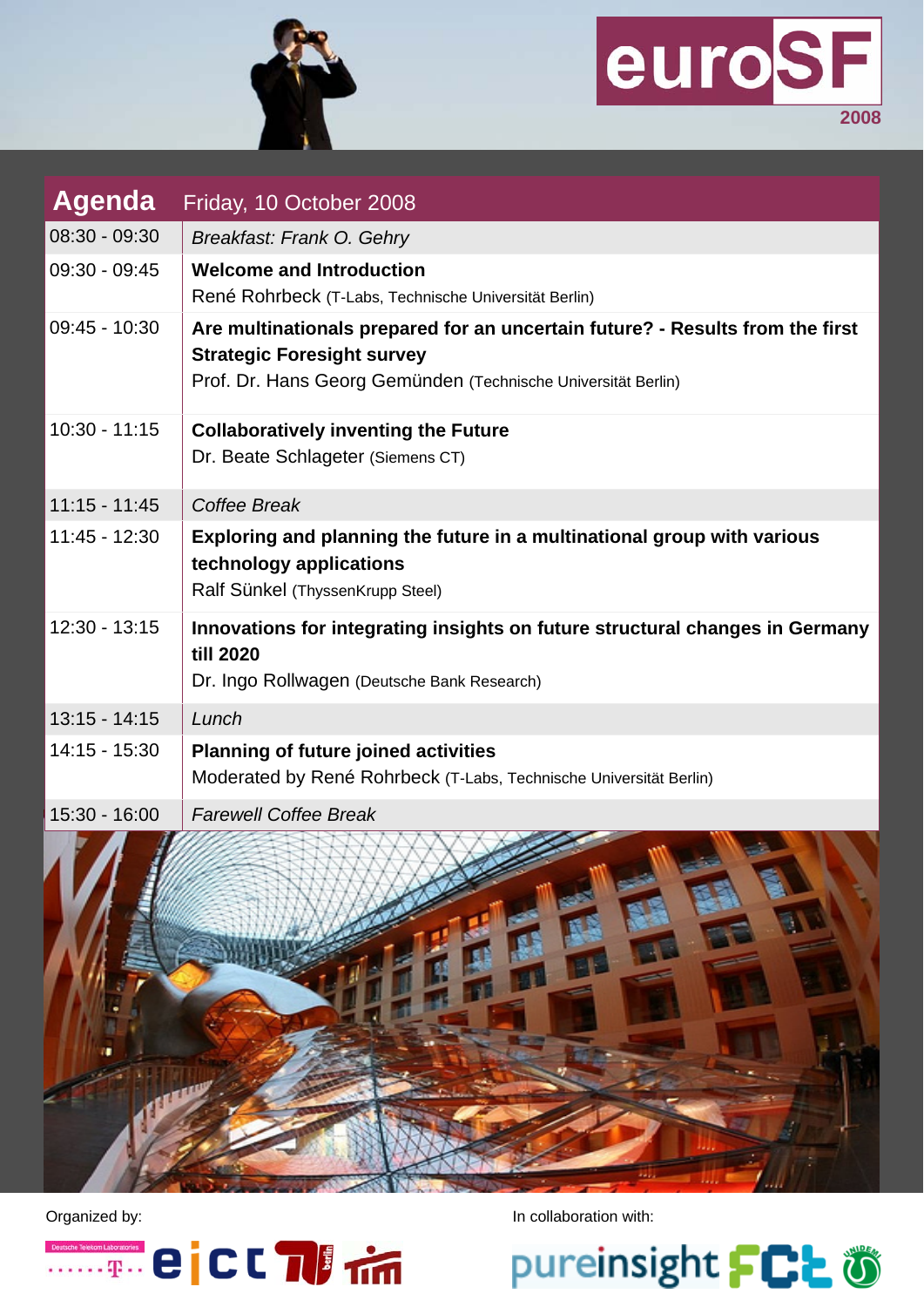euroSF

2008

## Agenda — Friday, 10 October 2008

| Time | Session |
|---|---|
| 08:30 - 09:30 | *Breakfast: Frank O. Gehry* |
| 09:30 - 09:45 | **Welcome and Introduction**<br>René Rohrbeck (T-Labs, Technische Universität Berlin) |
| 09:45 - 10:30 | **Are multinationals prepared for an uncertain future? - Results from the first Strategic Foresight survey**<br>Prof. Dr. Hans Georg Gemünden (Technische Universität Berlin) |
| 10:30 - 11:15 | **Collaboratively inventing the Future**<br>Dr. Beate Schlageter (Siemens CT) |
| 11:15 - 11:45 | *Coffee Break* |
| 11:45 - 12:30 | **Exploring and planning the future in a multinational group with various technology applications**<br>Ralf Sünkel (ThyssenKrupp Steel) |
| 12:30 - 13:15 | **Innovations for integrating insights on future structural changes in Germany till 2020**<br>Dr. Ingo Rollwagen (Deutsche Bank Research) |
| 13:15 - 14:15 | *Lunch* |
| 14:15 - 15:30 | **Planning of future joined activities**<br>Moderated by René Rohrbeck (T-Labs, Technische Universität Berlin) |
| 15:30 - 16:00 | *Farewell Coffee Break* |

Organized by:

Deutsche Telekom Laboratories · eict · TU berlin · tim

In collaboration with:

pureinsight · FCT · UNIDEM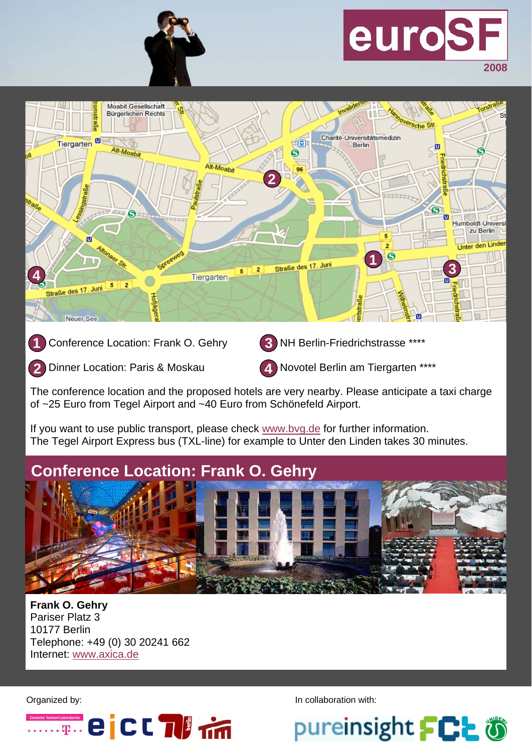euroSF 2008

1 Conference Location: Frank O. Gehry

2 Dinner Location: Paris & Moskau

3 NH Berlin-Friedrichstrasse ****

4 Novotel Berlin am Tiergarten ****

The conference location and the proposed hotels are very nearby. Please anticipate a taxi charge of ~25 Euro from Tegel Airport and ~40 Euro from Schönefeld Airport.

If you want to use public transport, please check www.bvg.de for further information.
The Tegel Airport Express bus (TXL-line) for example to Unter den Linden takes 30 minutes.

## Conference Location: Frank O. Gehry

**Frank O. Gehry**
Pariser Platz 3
10177 Berlin
Telephone: +49 (0) 30 20241 662
Internet: www.axica.de

Organized by:

In collaboration with: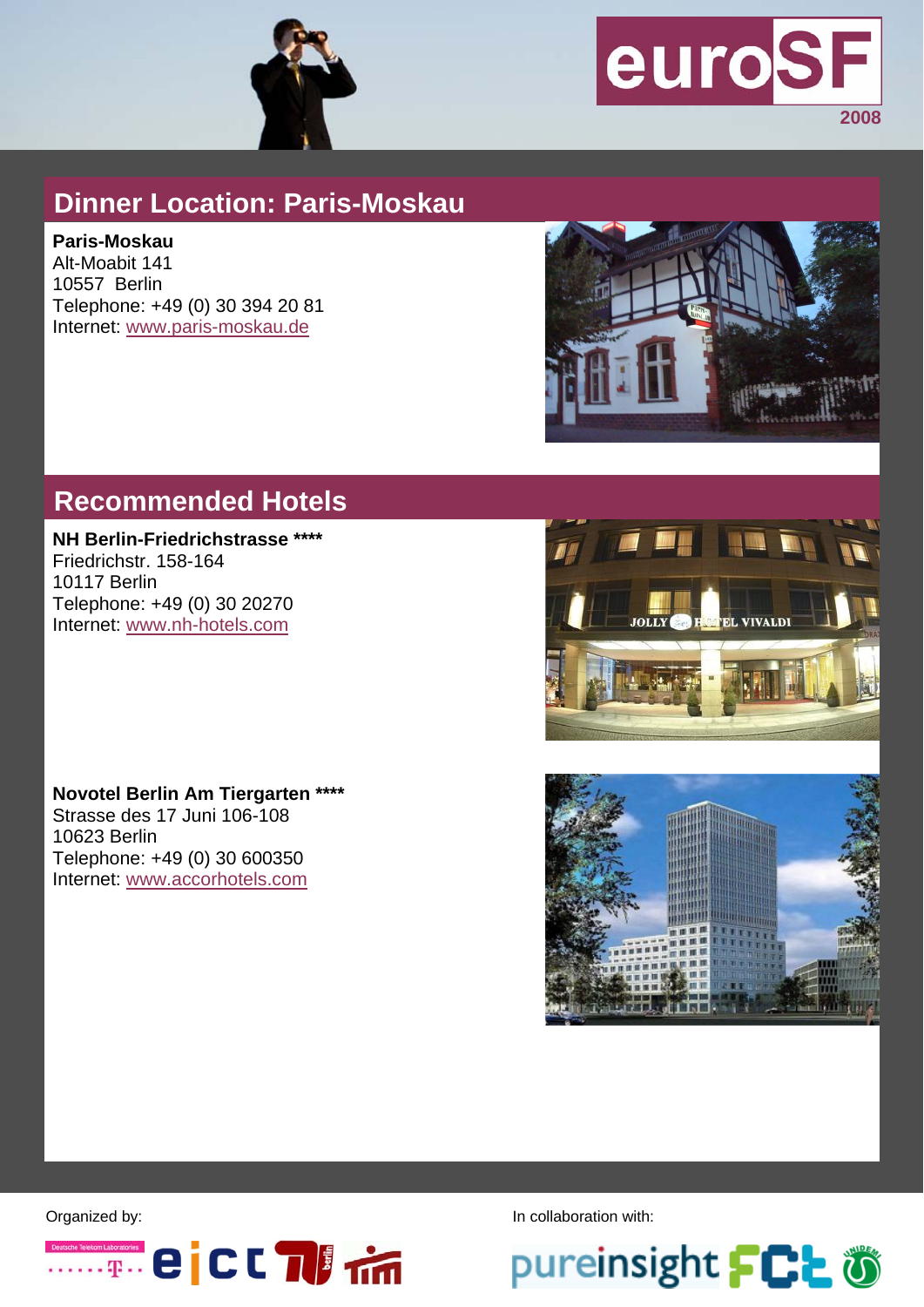euroSF 2008

## Dinner Location: Paris-Moskau

**Paris-Moskau**
Alt-Moabit 141
10557 Berlin
Telephone: +49 (0) 30 394 20 81
Internet: www.paris-moskau.de

## Recommended Hotels

**NH Berlin-Friedrichstrasse ****
Friedrichstr. 158-164
10117 Berlin
Telephone: +49 (0) 30 20270
Internet: www.nh-hotels.com

**Novotel Berlin Am Tiergarten ****
Strasse des 17 Juni 106-108
10623 Berlin
Telephone: +49 (0) 30 600350
Internet: www.accorhotels.com

Organized by:

In collaboration with: